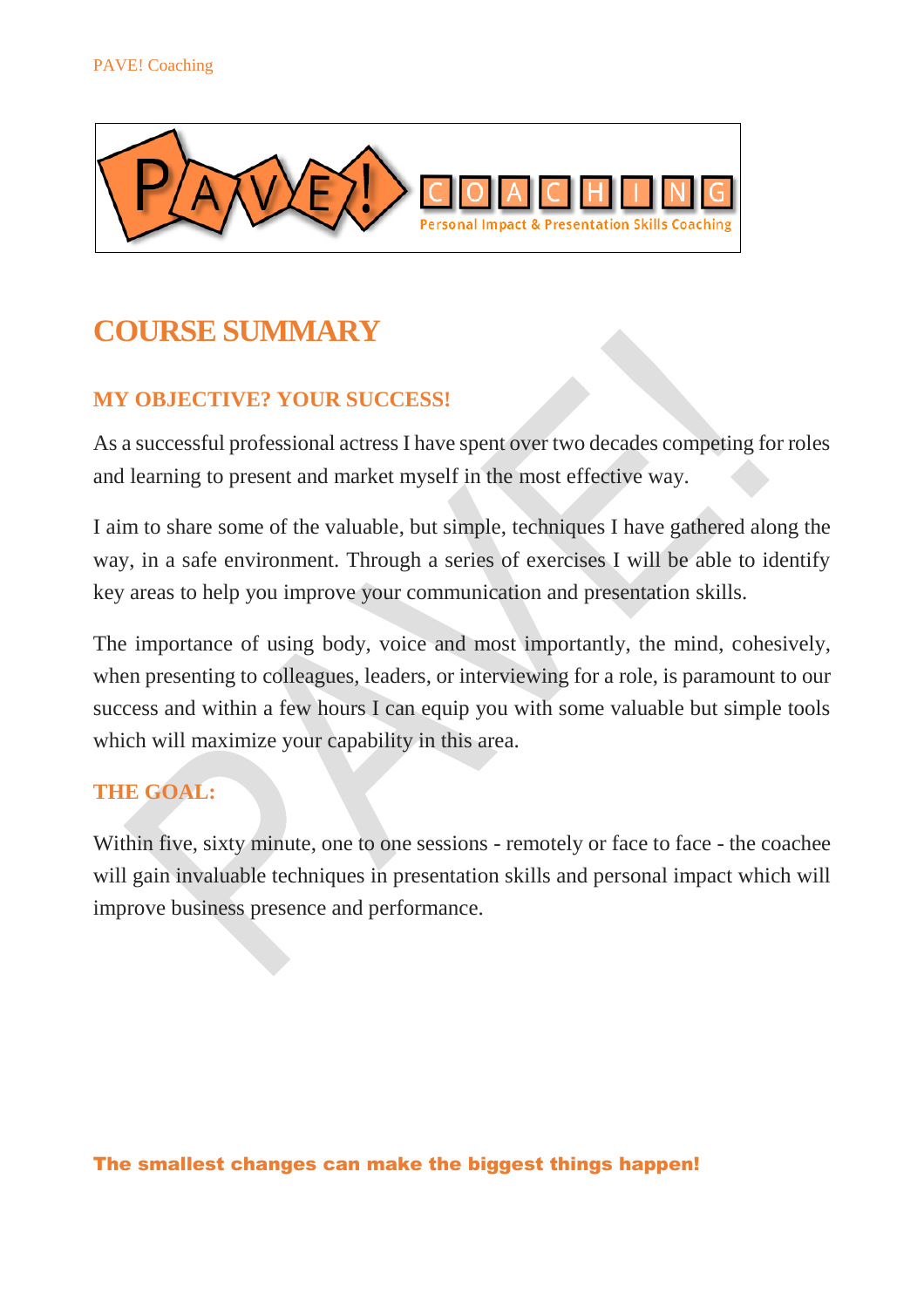# COURSE SUMMARY

## MY OBJECTIVE? YOUR SUCCESS!

As a successful professional actress I have spent over two decades competing for roles and learning to present and market myself in the most effective way.

I aim to share some of the valuable, but simple, techniques I have gathered along the way, in a safe environment. Through a series of exercises I will be able to identify key areas to help you improve your communication and presentation skills.

The importance of using body, voice and most importantly, the mind, cohesively, when presenting to colleagues, leaders, or interviewing for a role, is paramount to our success and within a few hours I can equip you with some valuable but simple tools which will maximize your capability in this area.

## THE GOAL:

Within five, sixty minute, one to one sessions - remotely or face to face - the coachee will gain invaluable techniques in presentation skills and personal impact which will improve business presence and performance.

**The smallest changes can make the biggest things happen!**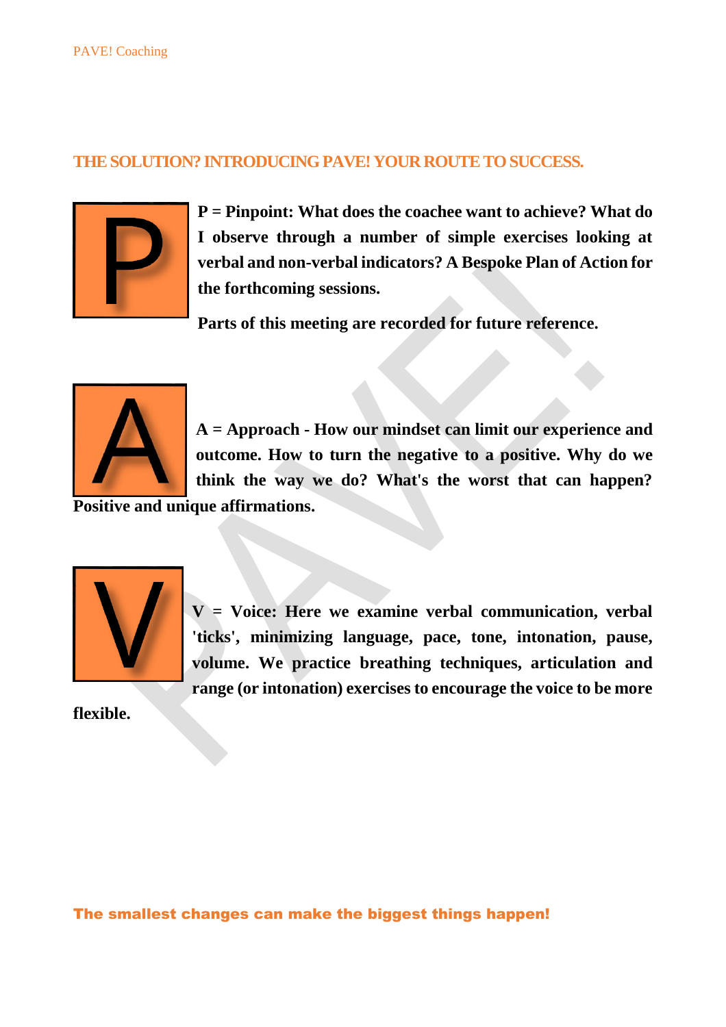## THE SOLUTION? INTRODUCING PAVE! YOUR ROUTE TO SUCCESS.

**P = Pinpoint: What does the coachee want to achieve? What do I observe through a number of simple exercises looking at verbal and non-verbal indicators? A Bespoke Plan of Action for the forthcoming sessions.**

**Parts of this meeting are recorded for future reference.**

**A = Approach - How our mindset can limit our experience and outcome. How to turn the negative to a positive. Why do we think the way we do? What's the worst that can happen? Positive and unique affirmations.**

**V = Voice: Here we examine verbal communication, verbal 'ticks', minimizing language, pace, tone, intonation, pause, volume. We practice breathing techniques, articulation and range (or intonation) exercises to encourage the voice to be more flexible.**

**The smallest changes can make the biggest things happen!**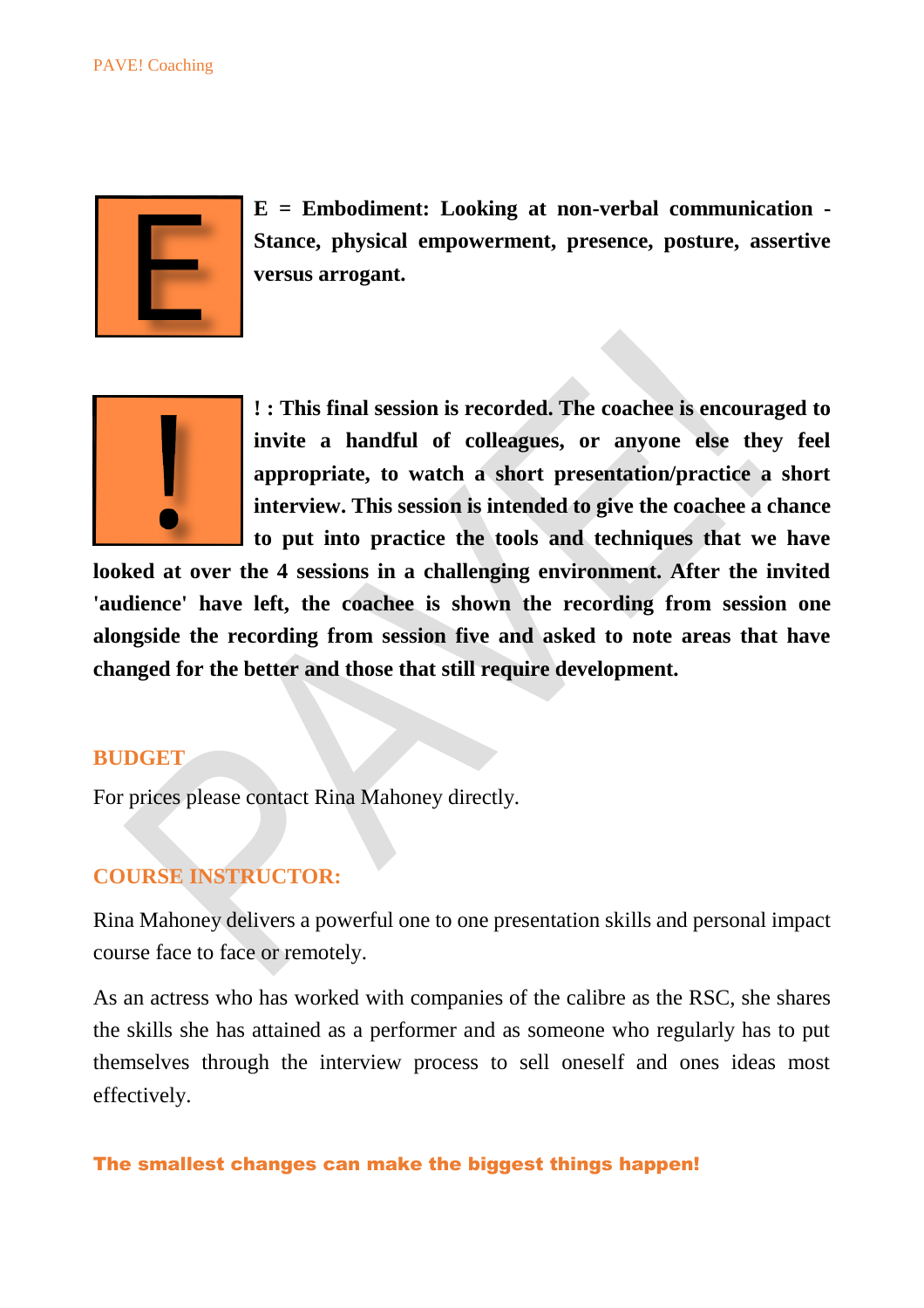**E = Embodiment: Looking at non-verbal communication - Stance, physical empowerment, presence, posture, assertive versus arrogant.**

**! : This final session is recorded. The coachee is encouraged to invite a handful of colleagues, or anyone else they feel appropriate, to watch a short presentation/practice a short interview. This session is intended to give the coachee a chance to put into practice the tools and techniques that we have looked at over the 4 sessions in a challenging environment. After the invited 'audience' have left, the coachee is shown the recording from session one alongside the recording from session five and asked to note areas that have changed for the better and those that still require development.**

## BUDGET

For prices please contact Rina Mahoney directly.

## COURSE INSTRUCTOR:

Rina Mahoney delivers a powerful one to one presentation skills and personal impact course face to face or remotely.

As an actress who has worked with companies of the calibre as the RSC, she shares the skills she has attained as a performer and as someone who regularly has to put themselves through the interview process to sell oneself and ones ideas most effectively.

**The smallest changes can make the biggest things happen!**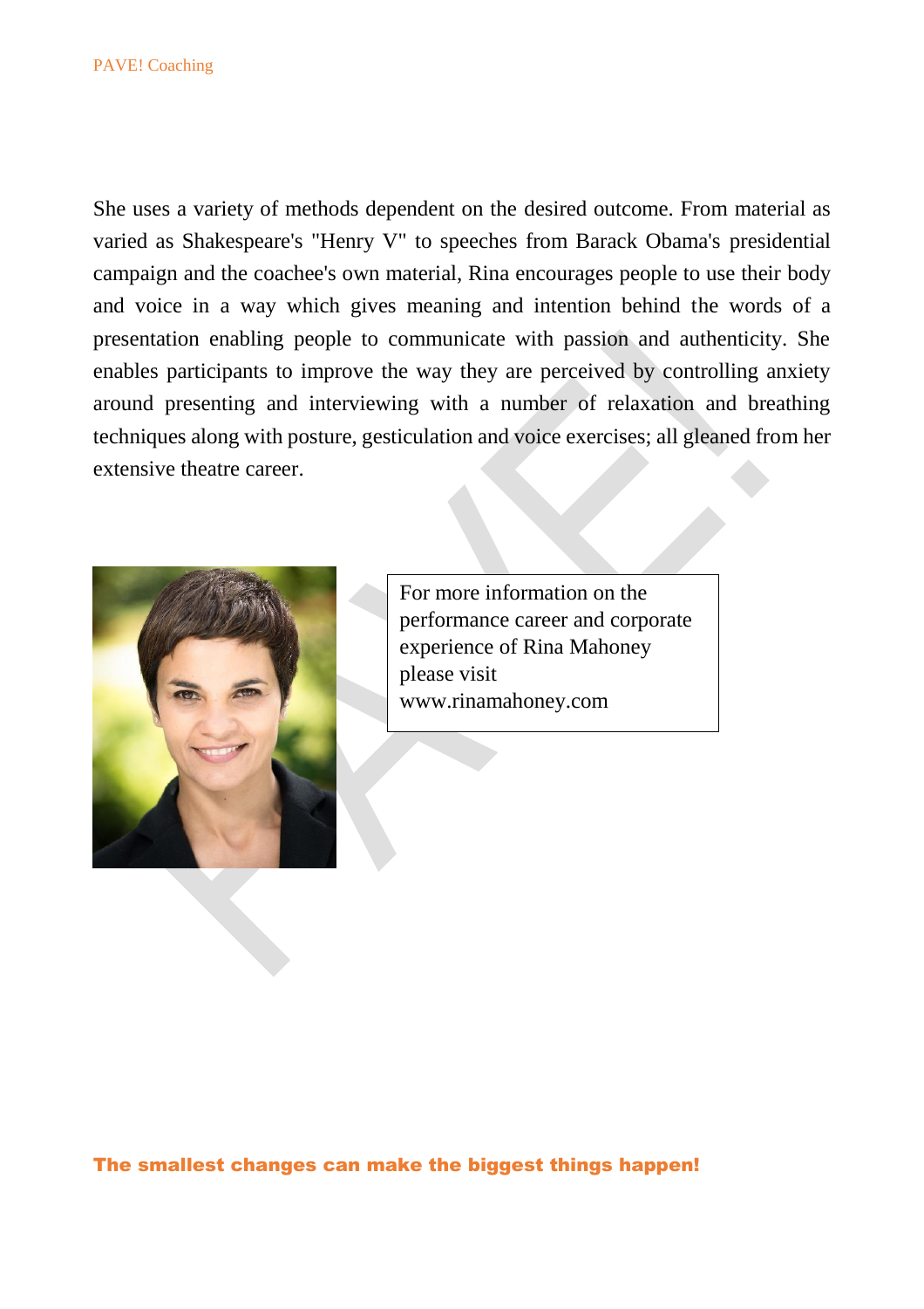She uses a variety of methods dependent on the desired outcome. From material as varied as Shakespeare's "Henry V" to speeches from Barack Obama's presidential campaign and the coachee's own material, Rina encourages people to use their body and voice in a way which gives meaning and intention behind the words of a presentation enabling people to communicate with passion and authenticity. She enables participants to improve the way they are perceived by controlling anxiety around presenting and interviewing with a number of relaxation and breathing techniques along with posture, gesticulation and voice exercises; all gleaned from her extensive theatre career.

For more information on the performance career and corporate experience of Rina Mahoney please visit www.rinamahoney.com

**The smallest changes can make the biggest things happen!**